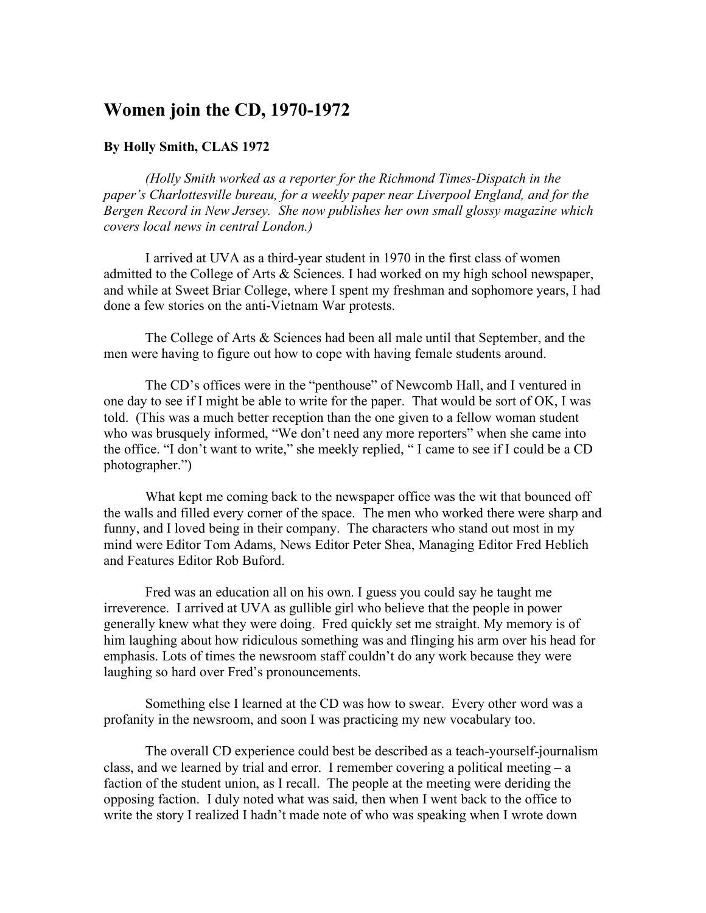# Women join the CD, 1970-1972

**By Holly Smith, CLAS 1972**

*(Holly Smith worked as a reporter for the Richmond Times-Dispatch in the paper's Charlottesville bureau, for a weekly paper near Liverpool England, and for the Bergen Record in New Jersey. She now publishes her own small glossy magazine which covers local news in central London.)*

I arrived at UVA as a third-year student in 1970 in the first class of women admitted to the College of Arts & Sciences. I had worked on my high school newspaper, and while at Sweet Briar College, where I spent my freshman and sophomore years, I had done a few stories on the anti-Vietnam War protests.

The College of Arts & Sciences had been all male until that September, and the men were having to figure out how to cope with having female students around.

The CD's offices were in the "penthouse" of Newcomb Hall, and I ventured in one day to see if I might be able to write for the paper. That would be sort of OK, I was told. (This was a much better reception than the one given to a fellow woman student who was brusquely informed, "We don't need any more reporters" when she came into the office. "I don't want to write," she meekly replied, " I came to see if I could be a CD photographer.")

What kept me coming back to the newspaper office was the wit that bounced off the walls and filled every corner of the space. The men who worked there were sharp and funny, and I loved being in their company. The characters who stand out most in my mind were Editor Tom Adams, News Editor Peter Shea, Managing Editor Fred Heblich and Features Editor Rob Buford.

Fred was an education all on his own. I guess you could say he taught me irreverence. I arrived at UVA as gullible girl who believe that the people in power generally knew what they were doing. Fred quickly set me straight. My memory is of him laughing about how ridiculous something was and flinging his arm over his head for emphasis. Lots of times the newsroom staff couldn't do any work because they were laughing so hard over Fred's pronouncements.

Something else I learned at the CD was how to swear. Every other word was a profanity in the newsroom, and soon I was practicing my new vocabulary too.

The overall CD experience could best be described as a teach-yourself-journalism class, and we learned by trial and error. I remember covering a political meeting – a faction of the student union, as I recall. The people at the meeting were deriding the opposing faction. I duly noted what was said, then when I went back to the office to write the story I realized I hadn't made note of who was speaking when I wrote down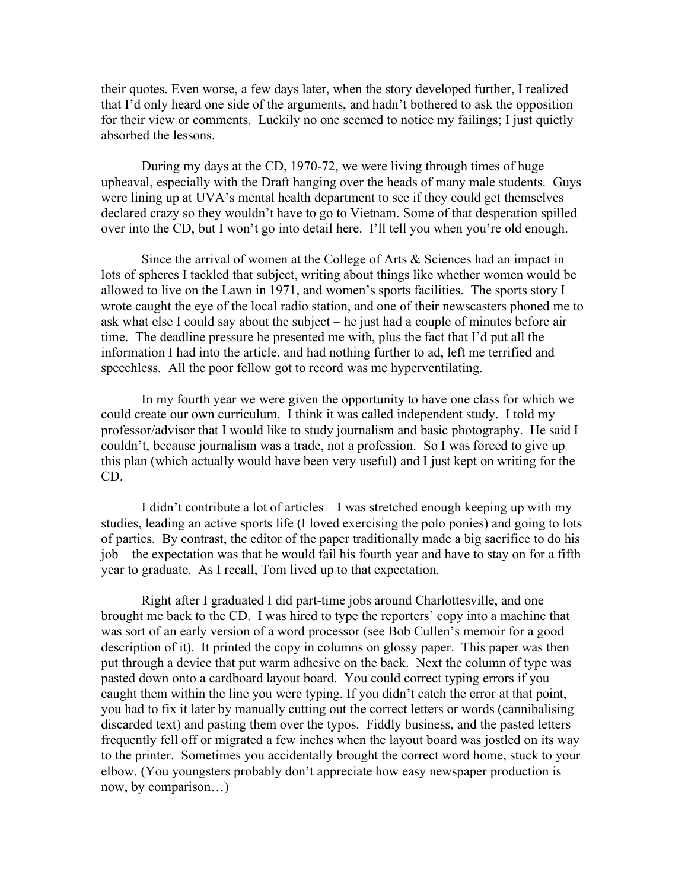their quotes. Even worse, a few days later, when the story developed further, I realized that I'd only heard one side of the arguments, and hadn't bothered to ask the opposition for their view or comments. Luckily no one seemed to notice my failings; I just quietly absorbed the lessons.

During my days at the CD, 1970-72, we were living through times of huge upheaval, especially with the Draft hanging over the heads of many male students. Guys were lining up at UVA's mental health department to see if they could get themselves declared crazy so they wouldn't have to go to Vietnam. Some of that desperation spilled over into the CD, but I won't go into detail here. I'll tell you when you're old enough.

Since the arrival of women at the College of Arts & Sciences had an impact in lots of spheres I tackled that subject, writing about things like whether women would be allowed to live on the Lawn in 1971, and women's sports facilities. The sports story I wrote caught the eye of the local radio station, and one of their newscasters phoned me to ask what else I could say about the subject – he just had a couple of minutes before air time. The deadline pressure he presented me with, plus the fact that I'd put all the information I had into the article, and had nothing further to ad, left me terrified and speechless. All the poor fellow got to record was me hyperventilating.

In my fourth year we were given the opportunity to have one class for which we could create our own curriculum. I think it was called independent study. I told my professor/advisor that I would like to study journalism and basic photography. He said I couldn't, because journalism was a trade, not a profession. So I was forced to give up this plan (which actually would have been very useful) and I just kept on writing for the CD.

I didn't contribute a lot of articles – I was stretched enough keeping up with my studies, leading an active sports life (I loved exercising the polo ponies) and going to lots of parties. By contrast, the editor of the paper traditionally made a big sacrifice to do his job – the expectation was that he would fail his fourth year and have to stay on for a fifth year to graduate. As I recall, Tom lived up to that expectation.

Right after I graduated I did part-time jobs around Charlottesville, and one brought me back to the CD. I was hired to type the reporters' copy into a machine that was sort of an early version of a word processor (see Bob Cullen's memoir for a good description of it). It printed the copy in columns on glossy paper. This paper was then put through a device that put warm adhesive on the back. Next the column of type was pasted down onto a cardboard layout board. You could correct typing errors if you caught them within the line you were typing. If you didn't catch the error at that point, you had to fix it later by manually cutting out the correct letters or words (cannibalising discarded text) and pasting them over the typos. Fiddly business, and the pasted letters frequently fell off or migrated a few inches when the layout board was jostled on its way to the printer. Sometimes you accidentally brought the correct word home, stuck to your elbow. (You youngsters probably don't appreciate how easy newspaper production is now, by comparison…)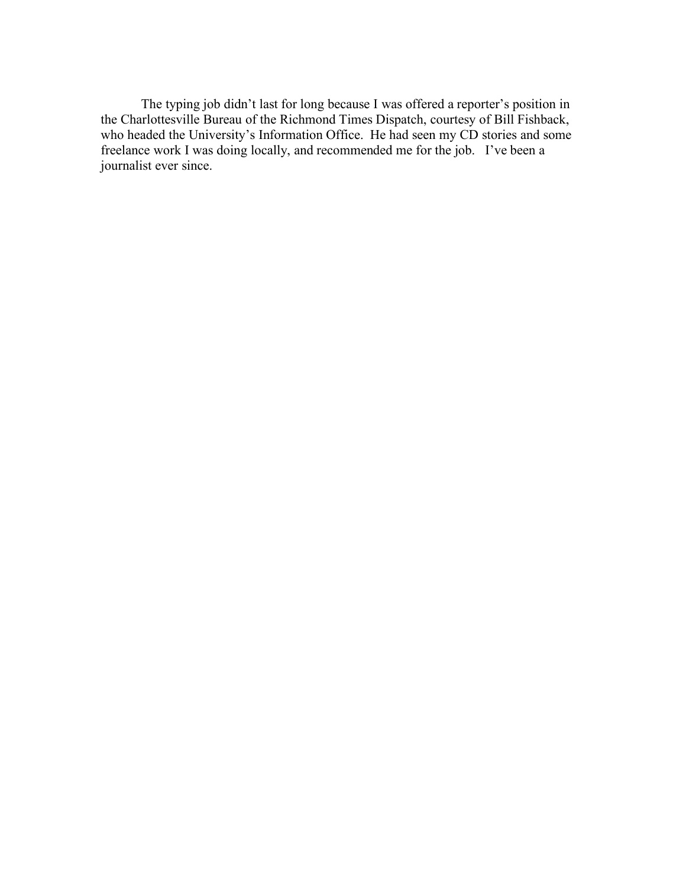The typing job didn't last for long because I was offered a reporter's position in the Charlottesville Bureau of the Richmond Times Dispatch, courtesy of Bill Fishback, who headed the University's Information Office. He had seen my CD stories and some freelance work I was doing locally, and recommended me for the job. I've been a journalist ever since.